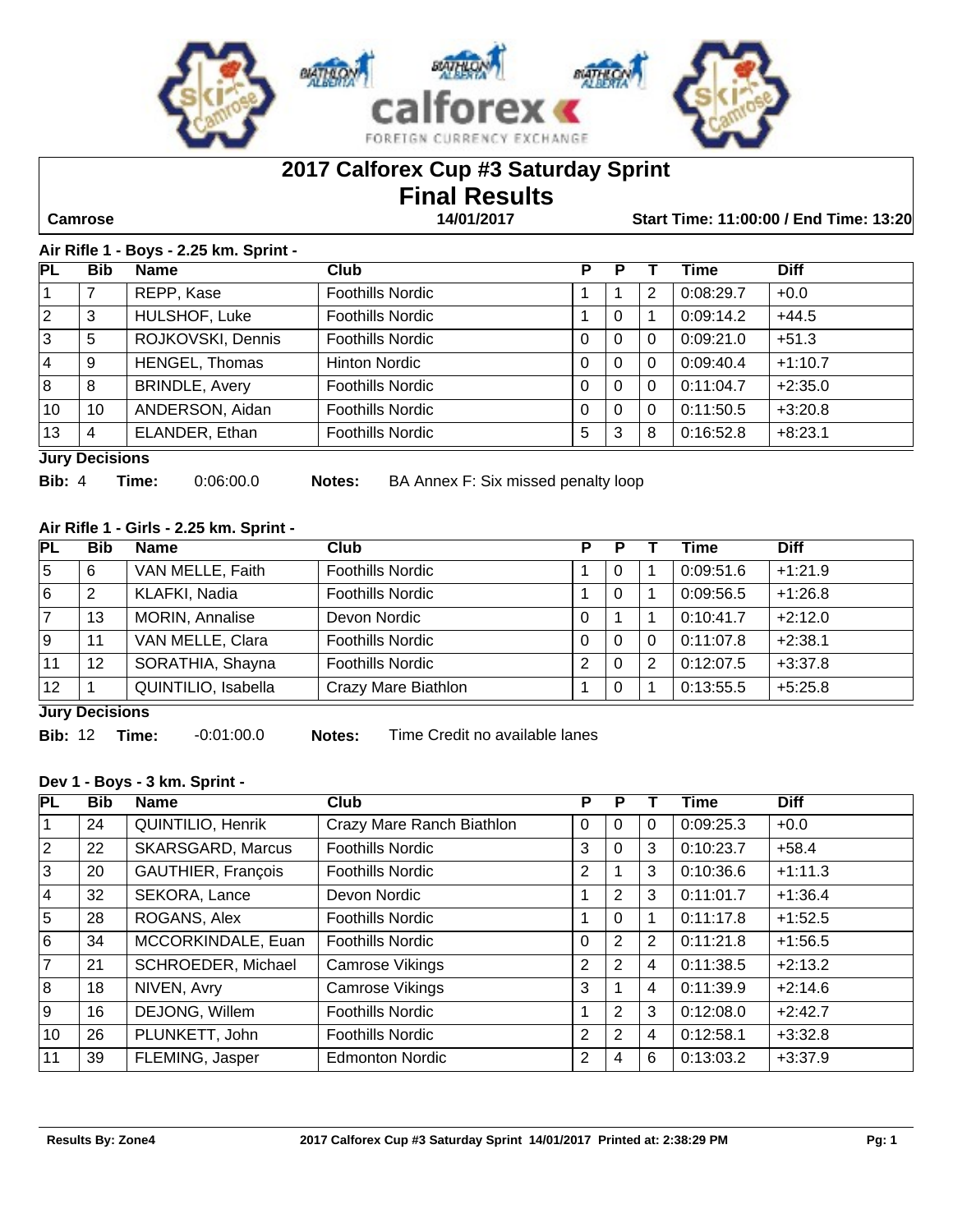# 2017 Calforex Cup #3 Saturday Sprint
## Final Results

**Camrose** — **14/01/2017** — **Start Time: 11:00:00 / End Time: 13:20**

### Air Rifle 1 - Boys - 2.25 km. Sprint -

| PL | Bib | Name | Club | P | P | T | Time | Diff |
|---|---|---|---|---|---|---|---|---|
| 1 | 7 | REPP, Kase | Foothills Nordic | 1 | 1 | 2 | 0:08:29.7 | +0.0 |
| 2 | 3 | HULSHOF, Luke | Foothills Nordic | 1 | 0 | 1 | 0:09:14.2 | +44.5 |
| 3 | 5 | ROJKOVSKI, Dennis | Foothills Nordic | 0 | 0 | 0 | 0:09:21.0 | +51.3 |
| 4 | 9 | HENGEL, Thomas | Hinton Nordic | 0 | 0 | 0 | 0:09:40.4 | +1:10.7 |
| 8 | 8 | BRINDLE, Avery | Foothills Nordic | 0 | 0 | 0 | 0:11:04.7 | +2:35.0 |
| 10 | 10 | ANDERSON, Aidan | Foothills Nordic | 0 | 0 | 0 | 0:11:50.5 | +3:20.8 |
| 13 | 4 | ELANDER, Ethan | Foothills Nordic | 5 | 3 | 8 | 0:16:52.8 | +8:23.1 |

**Jury Decisions**

**Bib:** 4 **Time:** 0:06:00.0 **Notes:** BA Annex F: Six missed penalty loop

### Air Rifle 1 - Girls - 2.25 km. Sprint -

| PL | Bib | Name | Club | P | P | T | Time | Diff |
|---|---|---|---|---|---|---|---|---|
| 5 | 6 | VAN MELLE, Faith | Foothills Nordic | 1 | 0 | 1 | 0:09:51.6 | +1:21.9 |
| 6 | 2 | KLAFKI, Nadia | Foothills Nordic | 1 | 0 | 1 | 0:09:56.5 | +1:26.8 |
| 7 | 13 | MORIN, Annalise | Devon Nordic | 0 | 1 | 1 | 0:10:41.7 | +2:12.0 |
| 9 | 11 | VAN MELLE, Clara | Foothills Nordic | 0 | 0 | 0 | 0:11:07.8 | +2:38.1 |
| 11 | 12 | SORATHIA, Shayna | Foothills Nordic | 2 | 0 | 2 | 0:12:07.5 | +3:37.8 |
| 12 | 1 | QUINTILIO, Isabella | Crazy Mare Biathlon | 1 | 0 | 1 | 0:13:55.5 | +5:25.8 |

**Jury Decisions**

**Bib:** 12 **Time:** -0:01:00.0 **Notes:** Time Credit no available lanes

### Dev 1 - Boys - 3 km. Sprint -

| PL | Bib | Name | Club | P | P | T | Time | Diff |
|---|---|---|---|---|---|---|---|---|
| 1 | 24 | QUINTILIO, Henrik | Crazy Mare Ranch Biathlon | 0 | 0 | 0 | 0:09:25.3 | +0.0 |
| 2 | 22 | SKARSGARD, Marcus | Foothills Nordic | 3 | 0 | 3 | 0:10:23.7 | +58.4 |
| 3 | 20 | GAUTHIER, François | Foothills Nordic | 2 | 1 | 3 | 0:10:36.6 | +1:11.3 |
| 4 | 32 | SEKORA, Lance | Devon Nordic | 1 | 2 | 3 | 0:11:01.7 | +1:36.4 |
| 5 | 28 | ROGANS, Alex | Foothills Nordic | 1 | 0 | 1 | 0:11:17.8 | +1:52.5 |
| 6 | 34 | MCCORKINDALE, Euan | Foothills Nordic | 0 | 2 | 2 | 0:11:21.8 | +1:56.5 |
| 7 | 21 | SCHROEDER, Michael | Camrose Vikings | 2 | 2 | 4 | 0:11:38.5 | +2:13.2 |
| 8 | 18 | NIVEN, Avry | Camrose Vikings | 3 | 1 | 4 | 0:11:39.9 | +2:14.6 |
| 9 | 16 | DEJONG, Willem | Foothills Nordic | 1 | 2 | 3 | 0:12:08.0 | +2:42.7 |
| 10 | 26 | PLUNKETT, John | Foothills Nordic | 2 | 2 | 4 | 0:12:58.1 | +3:32.8 |
| 11 | 39 | FLEMING, Jasper | Edmonton Nordic | 2 | 4 | 6 | 0:13:03.2 | +3:37.9 |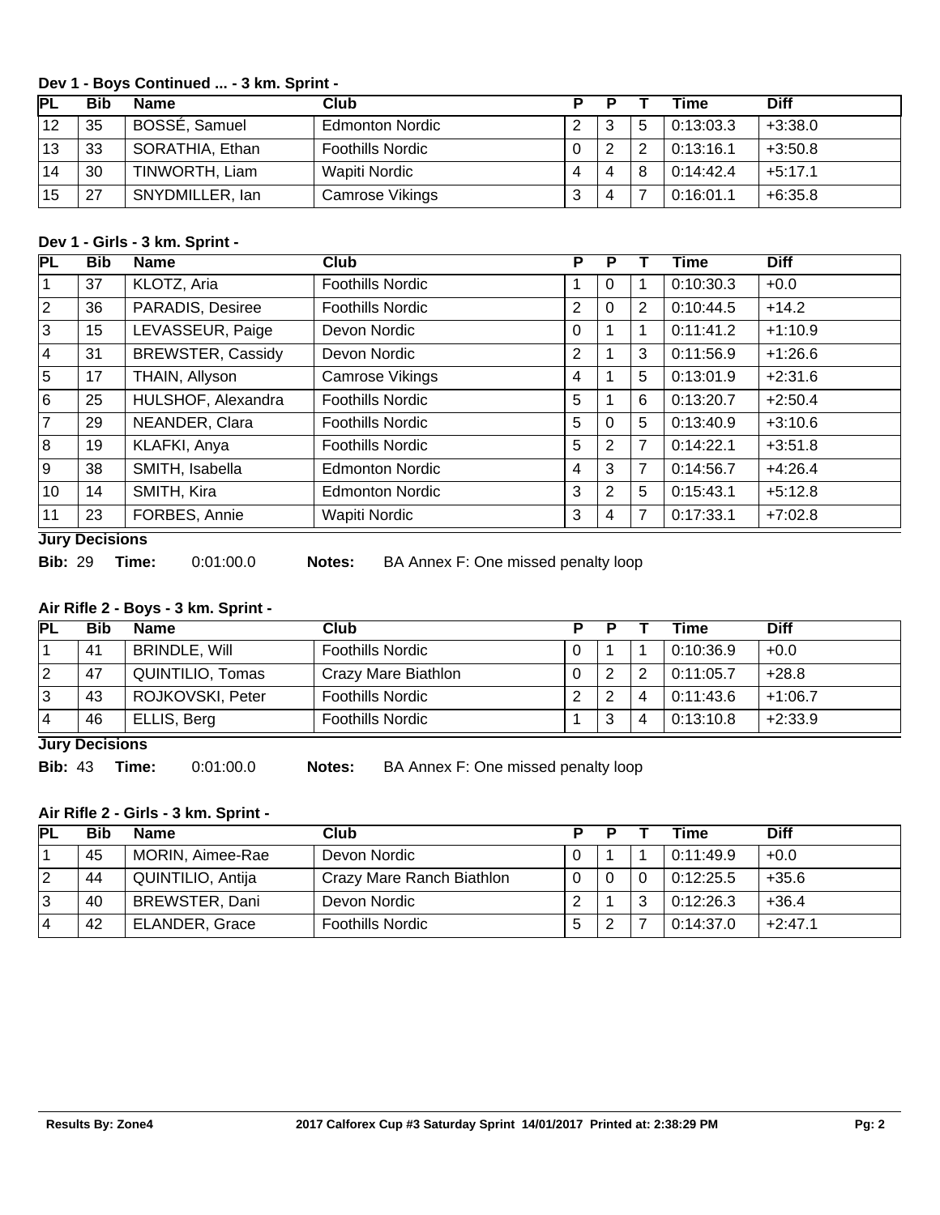### Dev 1 - Boys Continued ... - 3 km. Sprint -

| PL | Bib | Name | Club | P | P | T | Time | Diff |
|---|---|---|---|---|---|---|---|---|
| 12 | 35 | BOSSÉ, Samuel | Edmonton Nordic | 2 | 3 | 5 | 0:13:03.3 | +3:38.0 |
| 13 | 33 | SORATHIA, Ethan | Foothills Nordic | 0 | 2 | 2 | 0:13:16.1 | +3:50.8 |
| 14 | 30 | TINWORTH, Liam | Wapiti Nordic | 4 | 4 | 8 | 0:14:42.4 | +5:17.1 |
| 15 | 27 | SNYDMILLER, Ian | Camrose Vikings | 3 | 4 | 7 | 0:16:01.1 | +6:35.8 |

### Dev 1 - Girls - 3 km. Sprint -

| PL | Bib | Name | Club | P | P | T | Time | Diff |
|---|---|---|---|---|---|---|---|---|
| 1 | 37 | KLOTZ, Aria | Foothills Nordic | 1 | 0 | 1 | 0:10:30.3 | +0.0 |
| 2 | 36 | PARADIS, Desiree | Foothills Nordic | 2 | 0 | 2 | 0:10:44.5 | +14.2 |
| 3 | 15 | LEVASSEUR, Paige | Devon Nordic | 0 | 1 | 1 | 0:11:41.2 | +1:10.9 |
| 4 | 31 | BREWSTER, Cassidy | Devon Nordic | 2 | 1 | 3 | 0:11:56.9 | +1:26.6 |
| 5 | 17 | THAIN, Allyson | Camrose Vikings | 4 | 1 | 5 | 0:13:01.9 | +2:31.6 |
| 6 | 25 | HULSHOF, Alexandra | Foothills Nordic | 5 | 1 | 6 | 0:13:20.7 | +2:50.4 |
| 7 | 29 | NEANDER, Clara | Foothills Nordic | 5 | 0 | 5 | 0:13:40.9 | +3:10.6 |
| 8 | 19 | KLAFKI, Anya | Foothills Nordic | 5 | 2 | 7 | 0:14:22.1 | +3:51.8 |
| 9 | 38 | SMITH, Isabella | Edmonton Nordic | 4 | 3 | 7 | 0:14:56.7 | +4:26.4 |
| 10 | 14 | SMITH, Kira | Edmonton Nordic | 3 | 2 | 5 | 0:15:43.1 | +5:12.8 |
| 11 | 23 | FORBES, Annie | Wapiti Nordic | 3 | 4 | 7 | 0:17:33.1 | +7:02.8 |

**Jury Decisions**

**Bib:** 29 **Time:** 0:01:00.0 **Notes:** BA Annex F: One missed penalty loop

### Air Rifle 2 - Boys - 3 km. Sprint -

| PL | Bib | Name | Club | P | P | T | Time | Diff |
|---|---|---|---|---|---|---|---|---|
| 1 | 41 | BRINDLE, Will | Foothills Nordic | 0 | 1 | 1 | 0:10:36.9 | +0.0 |
| 2 | 47 | QUINTILIO, Tomas | Crazy Mare Biathlon | 0 | 2 | 2 | 0:11:05.7 | +28.8 |
| 3 | 43 | ROJKOVSKI, Peter | Foothills Nordic | 2 | 2 | 4 | 0:11:43.6 | +1:06.7 |
| 4 | 46 | ELLIS, Berg | Foothills Nordic | 1 | 3 | 4 | 0:13:10.8 | +2:33.9 |

**Jury Decisions**

**Bib:** 43 **Time:** 0:01:00.0 **Notes:** BA Annex F: One missed penalty loop

### Air Rifle 2 - Girls - 3 km. Sprint -

| PL | Bib | Name | Club | P | P | T | Time | Diff |
|---|---|---|---|---|---|---|---|---|
| 1 | 45 | MORIN, Aimee-Rae | Devon Nordic | 0 | 1 | 1 | 0:11:49.9 | +0.0 |
| 2 | 44 | QUINTILIO, Antija | Crazy Mare Ranch Biathlon | 0 | 0 | 0 | 0:12:25.5 | +35.6 |
| 3 | 40 | BREWSTER, Dani | Devon Nordic | 2 | 1 | 3 | 0:12:26.3 | +36.4 |
| 4 | 42 | ELANDER, Grace | Foothills Nordic | 5 | 2 | 7 | 0:14:37.0 | +2:47.1 |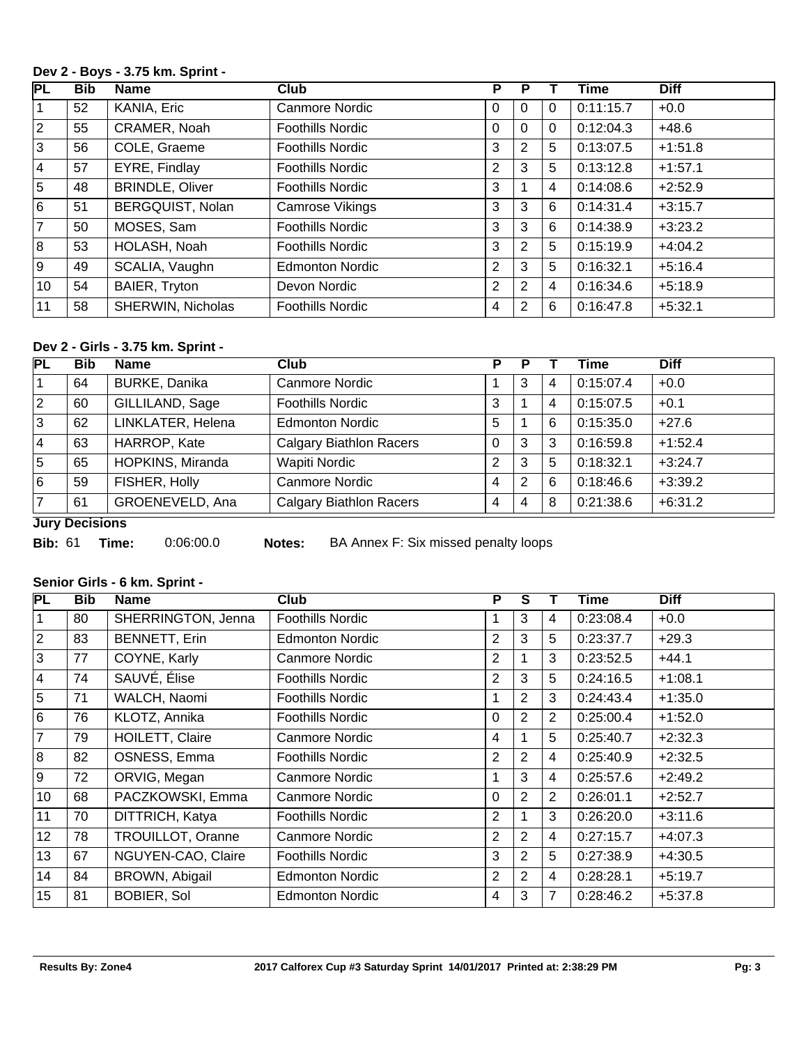### Dev 2 - Boys - 3.75 km. Sprint -

| PL | Bib | Name | Club | P | P | T | Time | Diff |
|---|---|---|---|---|---|---|---|---|
| 1 | 52 | KANIA, Eric | Canmore Nordic | 0 | 0 | 0 | 0:11:15.7 | +0.0 |
| 2 | 55 | CRAMER, Noah | Foothills Nordic | 0 | 0 | 0 | 0:12:04.3 | +48.6 |
| 3 | 56 | COLE, Graeme | Foothills Nordic | 3 | 2 | 5 | 0:13:07.5 | +1:51.8 |
| 4 | 57 | EYRE, Findlay | Foothills Nordic | 2 | 3 | 5 | 0:13:12.8 | +1:57.1 |
| 5 | 48 | BRINDLE, Oliver | Foothills Nordic | 3 | 1 | 4 | 0:14:08.6 | +2:52.9 |
| 6 | 51 | BERGQUIST, Nolan | Camrose Vikings | 3 | 3 | 6 | 0:14:31.4 | +3:15.7 |
| 7 | 50 | MOSES, Sam | Foothills Nordic | 3 | 3 | 6 | 0:14:38.9 | +3:23.2 |
| 8 | 53 | HOLASH, Noah | Foothills Nordic | 3 | 2 | 5 | 0:15:19.9 | +4:04.2 |
| 9 | 49 | SCALIA, Vaughn | Edmonton Nordic | 2 | 3 | 5 | 0:16:32.1 | +5:16.4 |
| 10 | 54 | BAIER, Tryton | Devon Nordic | 2 | 2 | 4 | 0:16:34.6 | +5:18.9 |
| 11 | 58 | SHERWIN, Nicholas | Foothills Nordic | 4 | 2 | 6 | 0:16:47.8 | +5:32.1 |

### Dev 2 - Girls - 3.75 km. Sprint -

| PL | Bib | Name | Club | P | P | T | Time | Diff |
|---|---|---|---|---|---|---|---|---|
| 1 | 64 | BURKE, Danika | Canmore Nordic | 1 | 3 | 4 | 0:15:07.4 | +0.0 |
| 2 | 60 | GILLILAND, Sage | Foothills Nordic | 3 | 1 | 4 | 0:15:07.5 | +0.1 |
| 3 | 62 | LINKLATER, Helena | Edmonton Nordic | 5 | 1 | 6 | 0:15:35.0 | +27.6 |
| 4 | 63 | HARROP, Kate | Calgary Biathlon Racers | 0 | 3 | 3 | 0:16:59.8 | +1:52.4 |
| 5 | 65 | HOPKINS, Miranda | Wapiti Nordic | 2 | 3 | 5 | 0:18:32.1 | +3:24.7 |
| 6 | 59 | FISHER, Holly | Canmore Nordic | 4 | 2 | 6 | 0:18:46.6 | +3:39.2 |
| 7 | 61 | GROENEVELD, Ana | Calgary Biathlon Racers | 4 | 4 | 8 | 0:21:38.6 | +6:31.2 |

**Jury Decisions**

**Bib:** 61 **Time:** 0:06:00.0 **Notes:** BA Annex F: Six missed penalty loops

### Senior Girls - 6 km. Sprint -

| PL | Bib | Name | Club | P | S | T | Time | Diff |
|---|---|---|---|---|---|---|---|---|
| 1 | 80 | SHERRINGTON, Jenna | Foothills Nordic | 1 | 3 | 4 | 0:23:08.4 | +0.0 |
| 2 | 83 | BENNETT, Erin | Edmonton Nordic | 2 | 3 | 5 | 0:23:37.7 | +29.3 |
| 3 | 77 | COYNE, Karly | Canmore Nordic | 2 | 1 | 3 | 0:23:52.5 | +44.1 |
| 4 | 74 | SAUVÉ, Élise | Foothills Nordic | 2 | 3 | 5 | 0:24:16.5 | +1:08.1 |
| 5 | 71 | WALCH, Naomi | Foothills Nordic | 1 | 2 | 3 | 0:24:43.4 | +1:35.0 |
| 6 | 76 | KLOTZ, Annika | Foothills Nordic | 0 | 2 | 2 | 0:25:00.4 | +1:52.0 |
| 7 | 79 | HOILETT, Claire | Canmore Nordic | 4 | 1 | 5 | 0:25:40.7 | +2:32.3 |
| 8 | 82 | OSNESS, Emma | Foothills Nordic | 2 | 2 | 4 | 0:25:40.9 | +2:32.5 |
| 9 | 72 | ORVIG, Megan | Canmore Nordic | 1 | 3 | 4 | 0:25:57.6 | +2:49.2 |
| 10 | 68 | PACZKOWSKI, Emma | Canmore Nordic | 0 | 2 | 2 | 0:26:01.1 | +2:52.7 |
| 11 | 70 | DITTRICH, Katya | Foothills Nordic | 2 | 1 | 3 | 0:26:20.0 | +3:11.6 |
| 12 | 78 | TROUILLOT, Oranne | Canmore Nordic | 2 | 2 | 4 | 0:27:15.7 | +4:07.3 |
| 13 | 67 | NGUYEN-CAO, Claire | Foothills Nordic | 3 | 2 | 5 | 0:27:38.9 | +4:30.5 |
| 14 | 84 | BROWN, Abigail | Edmonton Nordic | 2 | 2 | 4 | 0:28:28.1 | +5:19.7 |
| 15 | 81 | BOBIER, Sol | Edmonton Nordic | 4 | 3 | 7 | 0:28:46.2 | +5:37.8 |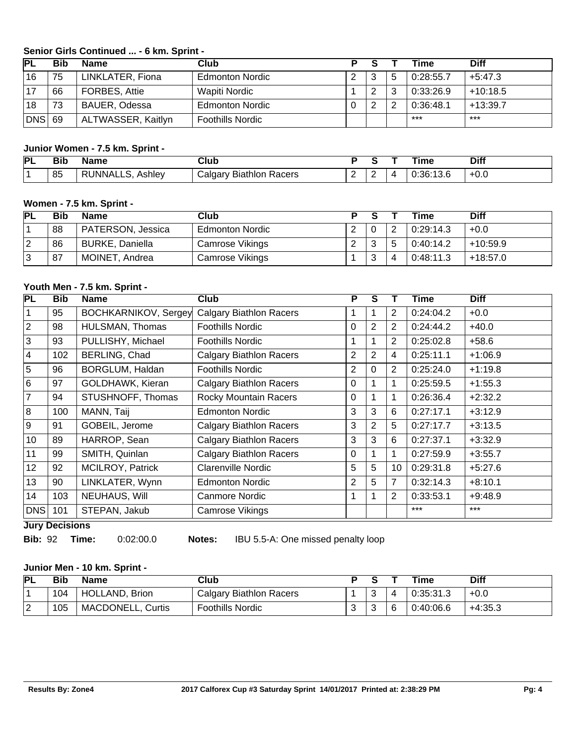### Senior Girls Continued ... - 6 km. Sprint -

| PL | Bib | Name | Club | P | S | T | Time | Diff |
|---|---|---|---|---|---|---|---|---|
| 16 | 75 | LINKLATER, Fiona | Edmonton Nordic | 2 | 3 | 5 | 0:28:55.7 | +5:47.3 |
| 17 | 66 | FORBES, Attie | Wapiti Nordic | 1 | 2 | 3 | 0:33:26.9 | +10:18.5 |
| 18 | 73 | BAUER, Odessa | Edmonton Nordic | 0 | 2 | 2 | 0:36:48.1 | +13:39.7 |
| DNS | 69 | ALTWASSER, Kaitlyn | Foothills Nordic | | | | *** | *** |

### Junior Women - 7.5 km. Sprint -

| PL | Bib | Name | Club | P | S | T | Time | Diff |
|---|---|---|---|---|---|---|---|---|
| 1 | 85 | RUNNALLS, Ashley | Calgary Biathlon Racers | 2 | 2 | 4 | 0:36:13.6 | +0.0 |

### Women - 7.5 km. Sprint -

| PL | Bib | Name | Club | P | S | T | Time | Diff |
|---|---|---|---|---|---|---|---|---|
| 1 | 88 | PATERSON, Jessica | Edmonton Nordic | 2 | 0 | 2 | 0:29:14.3 | +0.0 |
| 2 | 86 | BURKE, Daniella | Camrose Vikings | 2 | 3 | 5 | 0:40:14.2 | +10:59.9 |
| 3 | 87 | MOINET, Andrea | Camrose Vikings | 1 | 3 | 4 | 0:48:11.3 | +18:57.0 |

### Youth Men - 7.5 km. Sprint -

| PL | Bib | Name | Club | P | S | T | Time | Diff |
|---|---|---|---|---|---|---|---|---|
| 1 | 95 | BOCHKARNIKOV, Sergey | Calgary Biathlon Racers | 1 | 1 | 2 | 0:24:04.2 | +0.0 |
| 2 | 98 | HULSMAN, Thomas | Foothills Nordic | 0 | 2 | 2 | 0:24:44.2 | +40.0 |
| 3 | 93 | PULLISHY, Michael | Foothills Nordic | 1 | 1 | 2 | 0:25:02.8 | +58.6 |
| 4 | 102 | BERLING, Chad | Calgary Biathlon Racers | 2 | 2 | 4 | 0:25:11.1 | +1:06.9 |
| 5 | 96 | BORGLUM, Haldan | Foothills Nordic | 2 | 0 | 2 | 0:25:24.0 | +1:19.8 |
| 6 | 97 | GOLDHAWK, Kieran | Calgary Biathlon Racers | 0 | 1 | 1 | 0:25:59.5 | +1:55.3 |
| 7 | 94 | STUSHNOFF, Thomas | Rocky Mountain Racers | 0 | 1 | 1 | 0:26:36.4 | +2:32.2 |
| 8 | 100 | MANN, Taij | Edmonton Nordic | 3 | 3 | 6 | 0:27:17.1 | +3:12.9 |
| 9 | 91 | GOBEIL, Jerome | Calgary Biathlon Racers | 3 | 2 | 5 | 0:27:17.7 | +3:13.5 |
| 10 | 89 | HARROP, Sean | Calgary Biathlon Racers | 3 | 3 | 6 | 0:27:37.1 | +3:32.9 |
| 11 | 99 | SMITH, Quinlan | Calgary Biathlon Racers | 0 | 1 | 1 | 0:27:59.9 | +3:55.7 |
| 12 | 92 | MCILROY, Patrick | Clarenville Nordic | 5 | 5 | 10 | 0:29:31.8 | +5:27.6 |
| 13 | 90 | LINKLATER, Wynn | Edmonton Nordic | 2 | 5 | 7 | 0:32:14.3 | +8:10.1 |
| 14 | 103 | NEUHAUS, Will | Canmore Nordic | 1 | 1 | 2 | 0:33:53.1 | +9:48.9 |
| DNS | 101 | STEPAN, Jakub | Camrose Vikings | | | | *** | *** |

**Jury Decisions**

**Bib:** 92 **Time:** 0:02:00.0 **Notes:** IBU 5.5-A: One missed penalty loop

### Junior Men - 10 km. Sprint -

| PL | Bib | Name | Club | P | S | T | Time | Diff |
|---|---|---|---|---|---|---|---|---|
| 1 | 104 | HOLLAND, Brion | Calgary Biathlon Racers | 1 | 3 | 4 | 0:35:31.3 | +0.0 |
| 2 | 105 | MACDONELL, Curtis | Foothills Nordic | 3 | 3 | 6 | 0:40:06.6 | +4:35.3 |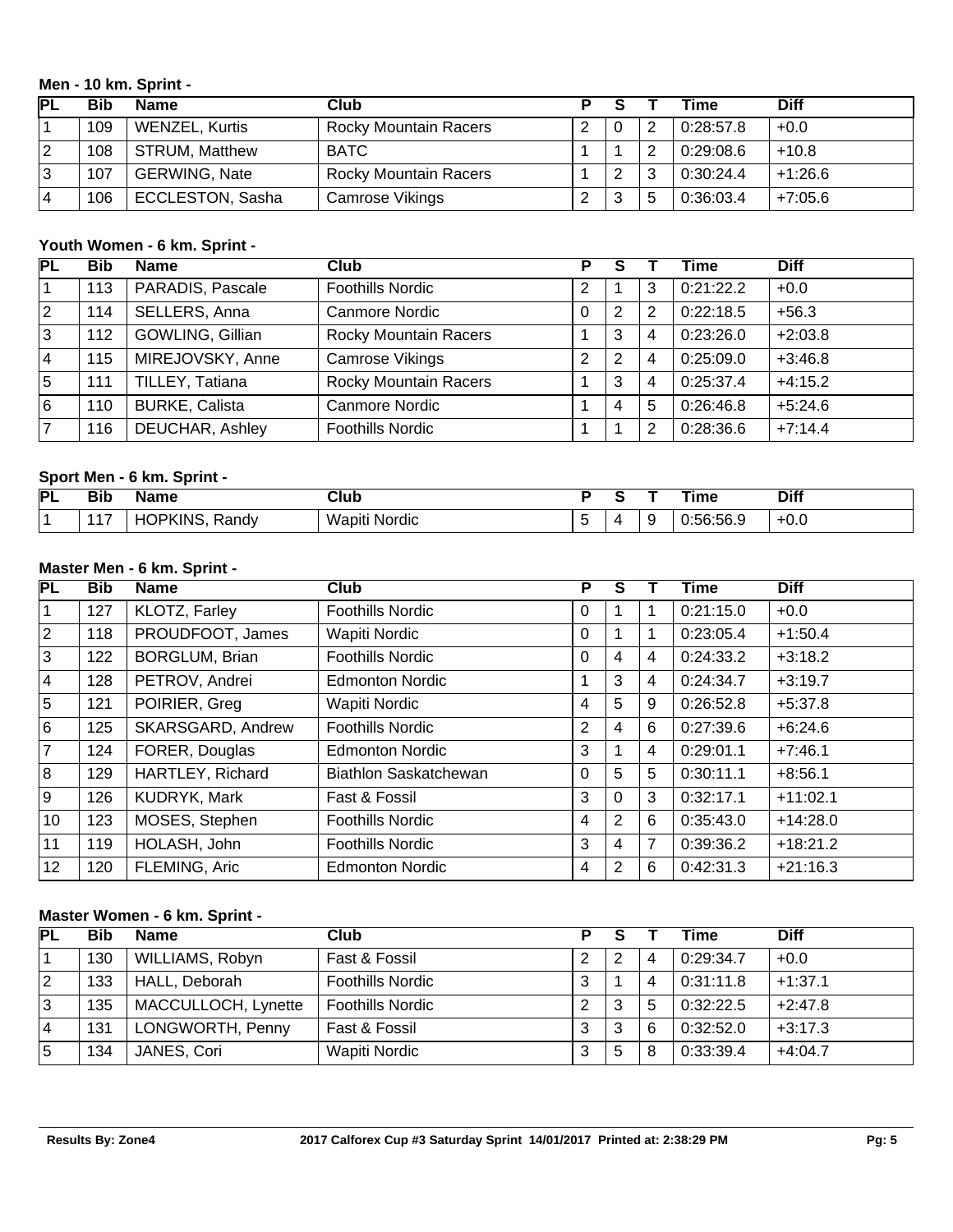### Men - 10 km. Sprint -

| PL | Bib | Name | Club | P | S | T | Time | Diff |
|---|---|---|---|---|---|---|---|---|
| 1 | 109 | WENZEL, Kurtis | Rocky Mountain Racers | 2 | 0 | 2 | 0:28:57.8 | +0.0 |
| 2 | 108 | STRUM, Matthew | BATC | 1 | 1 | 2 | 0:29:08.6 | +10.8 |
| 3 | 107 | GERWING, Nate | Rocky Mountain Racers | 1 | 2 | 3 | 0:30:24.4 | +1:26.6 |
| 4 | 106 | ECCLESTON, Sasha | Camrose Vikings | 2 | 3 | 5 | 0:36:03.4 | +7:05.6 |

### Youth Women - 6 km. Sprint -

| PL | Bib | Name | Club | P | S | T | Time | Diff |
|---|---|---|---|---|---|---|---|---|
| 1 | 113 | PARADIS, Pascale | Foothills Nordic | 2 | 1 | 3 | 0:21:22.2 | +0.0 |
| 2 | 114 | SELLERS, Anna | Canmore Nordic | 0 | 2 | 2 | 0:22:18.5 | +56.3 |
| 3 | 112 | GOWLING, Gillian | Rocky Mountain Racers | 1 | 3 | 4 | 0:23:26.0 | +2:03.8 |
| 4 | 115 | MIREJOVSKY, Anne | Camrose Vikings | 2 | 2 | 4 | 0:25:09.0 | +3:46.8 |
| 5 | 111 | TILLEY, Tatiana | Rocky Mountain Racers | 1 | 3 | 4 | 0:25:37.4 | +4:15.2 |
| 6 | 110 | BURKE, Calista | Canmore Nordic | 1 | 4 | 5 | 0:26:46.8 | +5:24.6 |
| 7 | 116 | DEUCHAR, Ashley | Foothills Nordic | 1 | 1 | 2 | 0:28:36.6 | +7:14.4 |

### Sport Men - 6 km. Sprint -

| PL | Bib | Name | Club | P | S | T | Time | Diff |
|---|---|---|---|---|---|---|---|---|
| 1 | 117 | HOPKINS, Randy | Wapiti Nordic | 5 | 4 | 9 | 0:56:56.9 | +0.0 |

### Master Men - 6 km. Sprint -

| PL | Bib | Name | Club | P | S | T | Time | Diff |
|---|---|---|---|---|---|---|---|---|
| 1 | 127 | KLOTZ, Farley | Foothills Nordic | 0 | 1 | 1 | 0:21:15.0 | +0.0 |
| 2 | 118 | PROUDFOOT, James | Wapiti Nordic | 0 | 1 | 1 | 0:23:05.4 | +1:50.4 |
| 3 | 122 | BORGLUM, Brian | Foothills Nordic | 0 | 4 | 4 | 0:24:33.2 | +3:18.2 |
| 4 | 128 | PETROV, Andrei | Edmonton Nordic | 1 | 3 | 4 | 0:24:34.7 | +3:19.7 |
| 5 | 121 | POIRIER, Greg | Wapiti Nordic | 4 | 5 | 9 | 0:26:52.8 | +5:37.8 |
| 6 | 125 | SKARSGARD, Andrew | Foothills Nordic | 2 | 4 | 6 | 0:27:39.6 | +6:24.6 |
| 7 | 124 | FORER, Douglas | Edmonton Nordic | 3 | 1 | 4 | 0:29:01.1 | +7:46.1 |
| 8 | 129 | HARTLEY, Richard | Biathlon Saskatchewan | 0 | 5 | 5 | 0:30:11.1 | +8:56.1 |
| 9 | 126 | KUDRYK, Mark | Fast & Fossil | 3 | 0 | 3 | 0:32:17.1 | +11:02.1 |
| 10 | 123 | MOSES, Stephen | Foothills Nordic | 4 | 2 | 6 | 0:35:43.0 | +14:28.0 |
| 11 | 119 | HOLASH, John | Foothills Nordic | 3 | 4 | 7 | 0:39:36.2 | +18:21.2 |
| 12 | 120 | FLEMING, Aric | Edmonton Nordic | 4 | 2 | 6 | 0:42:31.3 | +21:16.3 |

### Master Women - 6 km. Sprint -

| PL | Bib | Name | Club | P | S | T | Time | Diff |
|---|---|---|---|---|---|---|---|---|
| 1 | 130 | WILLIAMS, Robyn | Fast & Fossil | 2 | 2 | 4 | 0:29:34.7 | +0.0 |
| 2 | 133 | HALL, Deborah | Foothills Nordic | 3 | 1 | 4 | 0:31:11.8 | +1:37.1 |
| 3 | 135 | MACCULLOCH, Lynette | Foothills Nordic | 2 | 3 | 5 | 0:32:22.5 | +2:47.8 |
| 4 | 131 | LONGWORTH, Penny | Fast & Fossil | 3 | 3 | 6 | 0:32:52.0 | +3:17.3 |
| 5 | 134 | JANES, Cori | Wapiti Nordic | 3 | 5 | 8 | 0:33:39.4 | +4:04.7 |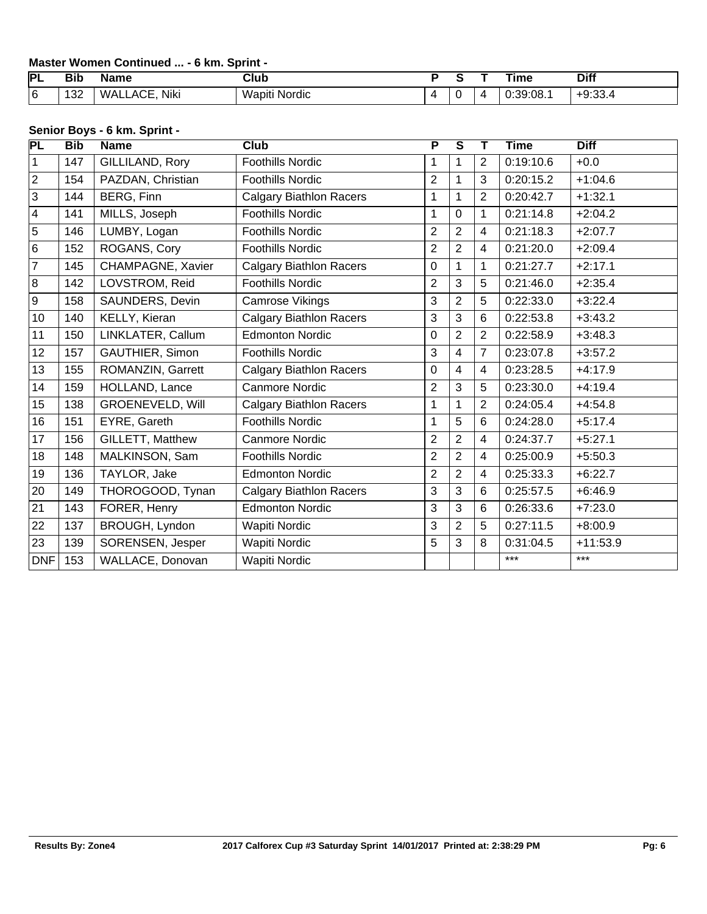**Master Women Continued ... - 6 km. Sprint -**

| PL | Bib | Name | Club | P | S | T | Time | Diff |
|---|---|---|---|---|---|---|---|---|
| 6 | 132 | WALLACE, Niki | Wapiti Nordic | 4 | 0 | 4 | 0:39:08.1 | +9:33.4 |

**Senior Boys - 6 km. Sprint -**

| PL | Bib | Name | Club | P | S | T | Time | Diff |
|---|---|---|---|---|---|---|---|---|
| 1 | 147 | GILLILAND, Rory | Foothills Nordic | 1 | 1 | 2 | 0:19:10.6 | +0.0 |
| 2 | 154 | PAZDAN, Christian | Foothills Nordic | 2 | 1 | 3 | 0:20:15.2 | +1:04.6 |
| 3 | 144 | BERG, Finn | Calgary Biathlon Racers | 1 | 1 | 2 | 0:20:42.7 | +1:32.1 |
| 4 | 141 | MILLS, Joseph | Foothills Nordic | 1 | 0 | 1 | 0:21:14.8 | +2:04.2 |
| 5 | 146 | LUMBY, Logan | Foothills Nordic | 2 | 2 | 4 | 0:21:18.3 | +2:07.7 |
| 6 | 152 | ROGANS, Cory | Foothills Nordic | 2 | 2 | 4 | 0:21:20.0 | +2:09.4 |
| 7 | 145 | CHAMPAGNE, Xavier | Calgary Biathlon Racers | 0 | 1 | 1 | 0:21:27.7 | +2:17.1 |
| 8 | 142 | LOVSTROM, Reid | Foothills Nordic | 2 | 3 | 5 | 0:21:46.0 | +2:35.4 |
| 9 | 158 | SAUNDERS, Devin | Camrose Vikings | 3 | 2 | 5 | 0:22:33.0 | +3:22.4 |
| 10 | 140 | KELLY, Kieran | Calgary Biathlon Racers | 3 | 3 | 6 | 0:22:53.8 | +3:43.2 |
| 11 | 150 | LINKLATER, Callum | Edmonton Nordic | 0 | 2 | 2 | 0:22:58.9 | +3:48.3 |
| 12 | 157 | GAUTHIER, Simon | Foothills Nordic | 3 | 4 | 7 | 0:23:07.8 | +3:57.2 |
| 13 | 155 | ROMANZIN, Garrett | Calgary Biathlon Racers | 0 | 4 | 4 | 0:23:28.5 | +4:17.9 |
| 14 | 159 | HOLLAND, Lance | Canmore Nordic | 2 | 3 | 5 | 0:23:30.0 | +4:19.4 |
| 15 | 138 | GROENEVELD, Will | Calgary Biathlon Racers | 1 | 1 | 2 | 0:24:05.4 | +4:54.8 |
| 16 | 151 | EYRE, Gareth | Foothills Nordic | 1 | 5 | 6 | 0:24:28.0 | +5:17.4 |
| 17 | 156 | GILLETT, Matthew | Canmore Nordic | 2 | 2 | 4 | 0:24:37.7 | +5:27.1 |
| 18 | 148 | MALKINSON, Sam | Foothills Nordic | 2 | 2 | 4 | 0:25:00.9 | +5:50.3 |
| 19 | 136 | TAYLOR, Jake | Edmonton Nordic | 2 | 2 | 4 | 0:25:33.3 | +6:22.7 |
| 20 | 149 | THOROGOOD, Tynan | Calgary Biathlon Racers | 3 | 3 | 6 | 0:25:57.5 | +6:46.9 |
| 21 | 143 | FORER, Henry | Edmonton Nordic | 3 | 3 | 6 | 0:26:33.6 | +7:23.0 |
| 22 | 137 | BROUGH, Lyndon | Wapiti Nordic | 3 | 2 | 5 | 0:27:11.5 | +8:00.9 |
| 23 | 139 | SORENSEN, Jesper | Wapiti Nordic | 5 | 3 | 8 | 0:31:04.5 | +11:53.9 |
| DNF | 153 | WALLACE, Donovan | Wapiti Nordic | | | | *** | *** |

Results By: Zone4 | 2017 Calforex Cup #3 Saturday Sprint 14/01/2017 Printed at: 2:38:29 PM